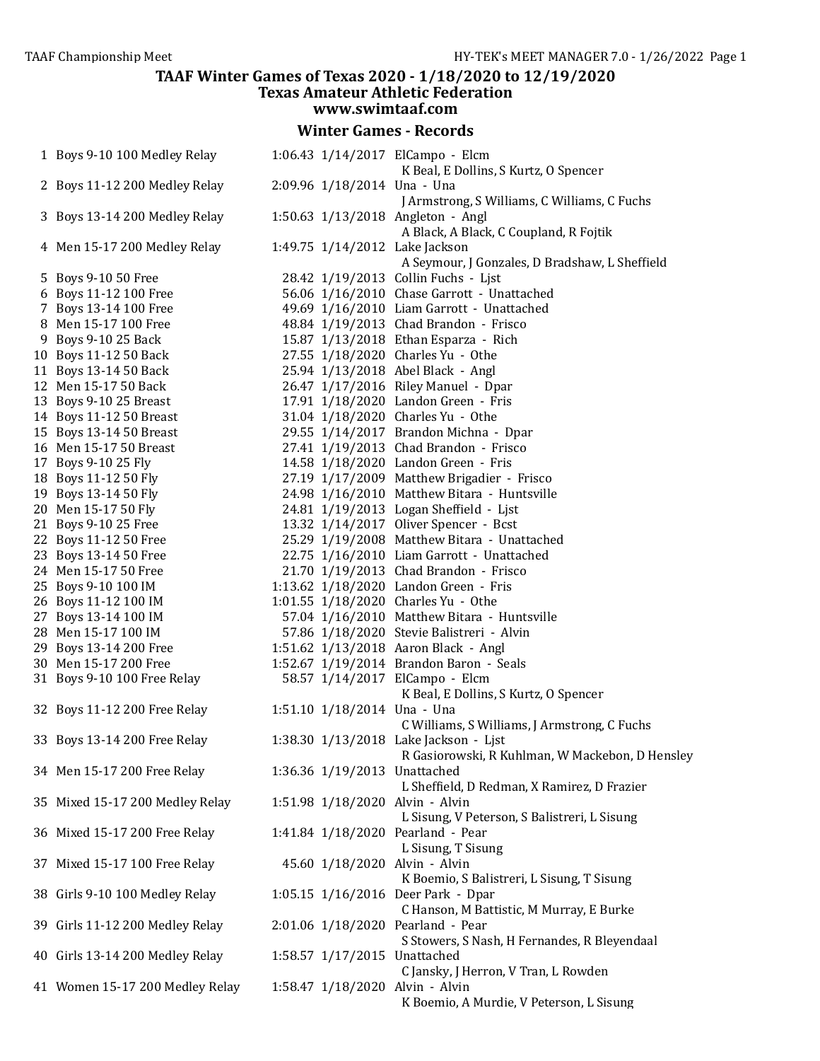# TAAF Winter Games of Texas 2020 - 1/18/2020 to 12/19/2020

## Texas Amateur Athletic Federation

www.swimtaaf.com

### Winter Games - Records

| # | Event | Time | Date | Name / Team |
|---|---|---|---|---|
| 1 | Boys 9-10 100 Medley Relay | 1:06.43 | 1/14/2017 | ElCampo - Elcm<br>K Beal, E Dollins, S Kurtz, O Spencer |
| 2 | Boys 11-12 200 Medley Relay | 2:09.96 | 1/18/2014 | Una - Una<br>J Armstrong, S Williams, C Williams, C Fuchs |
| 3 | Boys 13-14 200 Medley Relay | 1:50.63 | 1/13/2018 | Angleton - Angl<br>A Black, A Black, C Coupland, R Fojtik |
| 4 | Men 15-17 200 Medley Relay | 1:49.75 | 1/14/2012 | Lake Jackson<br>A Seymour, J Gonzales, D Bradshaw, L Sheffield |
| 5 | Boys 9-10 50 Free | 28.42 | 1/19/2013 | Collin Fuchs - Ljst |
| 6 | Boys 11-12 100 Free | 56.06 | 1/16/2010 | Chase Garrott - Unattached |
| 7 | Boys 13-14 100 Free | 49.69 | 1/16/2010 | Liam Garrott - Unattached |
| 8 | Men 15-17 100 Free | 48.84 | 1/19/2013 | Chad Brandon - Frisco |
| 9 | Boys 9-10 25 Back | 15.87 | 1/13/2018 | Ethan Esparza - Rich |
| 10 | Boys 11-12 50 Back | 27.55 | 1/18/2020 | Charles Yu - Othe |
| 11 | Boys 13-14 50 Back | 25.94 | 1/13/2018 | Abel Black - Angl |
| 12 | Men 15-17 50 Back | 26.47 | 1/17/2016 | Riley Manuel - Dpar |
| 13 | Boys 9-10 25 Breast | 17.91 | 1/18/2020 | Landon Green - Fris |
| 14 | Boys 11-12 50 Breast | 31.04 | 1/18/2020 | Charles Yu - Othe |
| 15 | Boys 13-14 50 Breast | 29.55 | 1/14/2017 | Brandon Michna - Dpar |
| 16 | Men 15-17 50 Breast | 27.41 | 1/19/2013 | Chad Brandon - Frisco |
| 17 | Boys 9-10 25 Fly | 14.58 | 1/18/2020 | Landon Green - Fris |
| 18 | Boys 11-12 50 Fly | 27.19 | 1/17/2009 | Matthew Brigadier - Frisco |
| 19 | Boys 13-14 50 Fly | 24.98 | 1/16/2010 | Matthew Bitara - Huntsville |
| 20 | Men 15-17 50 Fly | 24.81 | 1/19/2013 | Logan Sheffield - Ljst |
| 21 | Boys 9-10 25 Free | 13.32 | 1/14/2017 | Oliver Spencer - Bcst |
| 22 | Boys 11-12 50 Free | 25.29 | 1/19/2008 | Matthew Bitara - Unattached |
| 23 | Boys 13-14 50 Free | 22.75 | 1/16/2010 | Liam Garrott - Unattached |
| 24 | Men 15-17 50 Free | 21.70 | 1/19/2013 | Chad Brandon - Frisco |
| 25 | Boys 9-10 100 IM | 1:13.62 | 1/18/2020 | Landon Green - Fris |
| 26 | Boys 11-12 100 IM | 1:01.55 | 1/18/2020 | Charles Yu - Othe |
| 27 | Boys 13-14 100 IM | 57.04 | 1/16/2010 | Matthew Bitara - Huntsville |
| 28 | Men 15-17 100 IM | 57.86 | 1/18/2020 | Stevie Balistreri - Alvin |
| 29 | Boys 13-14 200 Free | 1:51.62 | 1/13/2018 | Aaron Black - Angl |
| 30 | Men 15-17 200 Free | 1:52.67 | 1/19/2014 | Brandon Baron - Seals |
| 31 | Boys 9-10 100 Free Relay | 58.57 | 1/14/2017 | ElCampo - Elcm<br>K Beal, E Dollins, S Kurtz, O Spencer |
| 32 | Boys 11-12 200 Free Relay | 1:51.10 | 1/18/2014 | Una - Una<br>C Williams, S Williams, J Armstrong, C Fuchs |
| 33 | Boys 13-14 200 Free Relay | 1:38.30 | 1/13/2018 | Lake Jackson - Ljst<br>R Gasiorowski, R Kuhlman, W Mackebon, D Hensley |
| 34 | Men 15-17 200 Free Relay | 1:36.36 | 1/19/2013 | Unattached<br>L Sheffield, D Redman, X Ramirez, D Frazier |
| 35 | Mixed 15-17 200 Medley Relay | 1:51.98 | 1/18/2020 | Alvin - Alvin<br>L Sisung, V Peterson, S Balistreri, L Sisung |
| 36 | Mixed 15-17 200 Free Relay | 1:41.84 | 1/18/2020 | Pearland - Pear<br>L Sisung, T Sisung |
| 37 | Mixed 15-17 100 Free Relay | 45.60 | 1/18/2020 | Alvin - Alvin<br>K Boemio, S Balistreri, L Sisung, T Sisung |
| 38 | Girls 9-10 100 Medley Relay | 1:05.15 | 1/16/2016 | Deer Park - Dpar<br>C Hanson, M Battistic, M Murray, E Burke |
| 39 | Girls 11-12 200 Medley Relay | 2:01.06 | 1/18/2020 | Pearland - Pear<br>S Stowers, S Nash, H Fernandes, R Bleyendaal |
| 40 | Girls 13-14 200 Medley Relay | 1:58.57 | 1/17/2015 | Unattached<br>C Jansky, J Herron, V Tran, L Rowden |
| 41 | Women 15-17 200 Medley Relay | 1:58.47 | 1/18/2020 | Alvin - Alvin<br>K Boemio, A Murdie, V Peterson, L Sisung |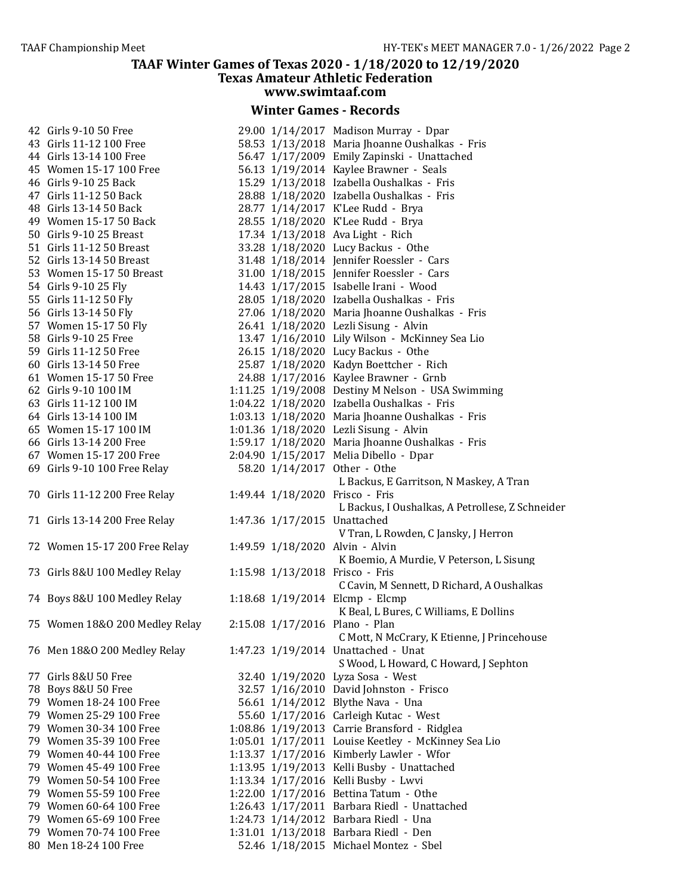## TAAF Winter Games of Texas 2020 - 1/18/2020 to 12/19/2020
### Texas Amateur Athletic Federation
### www.swimtaaf.com

### Winter Games - Records

| # | Event | Time | Date | Name - Team |
|---|---|---|---|---|
| 42 | Girls 9-10 50 Free | 29.00 | 1/14/2017 | Madison Murray - Dpar |
| 43 | Girls 11-12 100 Free | 58.53 | 1/13/2018 | Maria Jhoanne Oushalkas - Fris |
| 44 | Girls 13-14 100 Free | 56.47 | 1/17/2009 | Emily Zapinski - Unattached |
| 45 | Women 15-17 100 Free | 56.13 | 1/19/2014 | Kaylee Brawner - Seals |
| 46 | Girls 9-10 25 Back | 15.29 | 1/13/2018 | Izabella Oushalkas - Fris |
| 47 | Girls 11-12 50 Back | 28.88 | 1/18/2020 | Izabella Oushalkas - Fris |
| 48 | Girls 13-14 50 Back | 28.77 | 1/14/2017 | K'Lee Rudd - Brya |
| 49 | Women 15-17 50 Back | 28.55 | 1/18/2020 | K'Lee Rudd - Brya |
| 50 | Girls 9-10 25 Breast | 17.34 | 1/13/2018 | Ava Light - Rich |
| 51 | Girls 11-12 50 Breast | 33.28 | 1/18/2020 | Lucy Backus - Othe |
| 52 | Girls 13-14 50 Breast | 31.48 | 1/18/2014 | Jennifer Roessler - Cars |
| 53 | Women 15-17 50 Breast | 31.00 | 1/18/2015 | Jennifer Roessler - Cars |
| 54 | Girls 9-10 25 Fly | 14.43 | 1/17/2015 | Isabelle Irani - Wood |
| 55 | Girls 11-12 50 Fly | 28.05 | 1/18/2020 | Izabella Oushalkas - Fris |
| 56 | Girls 13-14 50 Fly | 27.06 | 1/18/2020 | Maria Jhoanne Oushalkas - Fris |
| 57 | Women 15-17 50 Fly | 26.41 | 1/18/2020 | Lezli Sisung - Alvin |
| 58 | Girls 9-10 25 Free | 13.47 | 1/16/2010 | Lily Wilson - McKinney Sea Lio |
| 59 | Girls 11-12 50 Free | 26.15 | 1/18/2020 | Lucy Backus - Othe |
| 60 | Girls 13-14 50 Free | 25.87 | 1/18/2020 | Kadyn Boettcher - Rich |
| 61 | Women 15-17 50 Free | 24.88 | 1/17/2016 | Kaylee Brawner - Grnb |
| 62 | Girls 9-10 100 IM | 1:11.25 | 1/19/2008 | Destiny M Nelson - USA Swimming |
| 63 | Girls 11-12 100 IM | 1:04.22 | 1/18/2020 | Izabella Oushalkas - Fris |
| 64 | Girls 13-14 100 IM | 1:03.13 | 1/18/2020 | Maria Jhoanne Oushalkas - Fris |
| 65 | Women 15-17 100 IM | 1:01.36 | 1/18/2020 | Lezli Sisung - Alvin |
| 66 | Girls 13-14 200 Free | 1:59.17 | 1/18/2020 | Maria Jhoanne Oushalkas - Fris |
| 67 | Women 15-17 200 Free | 2:04.90 | 1/15/2017 | Melia Dibello - Dpar |
| 69 | Girls 9-10 100 Free Relay | 58.20 | 1/14/2017 | Other - Othe<br>L Backus, E Garritson, N Maskey, A Tran |
| 70 | Girls 11-12 200 Free Relay | 1:49.44 | 1/18/2020 | Frisco - Fris<br>L Backus, I Oushalkas, A Petrollese, Z Schneider |
| 71 | Girls 13-14 200 Free Relay | 1:47.36 | 1/17/2015 | Unattached<br>V Tran, L Rowden, C Jansky, J Herron |
| 72 | Women 15-17 200 Free Relay | 1:49.59 | 1/18/2020 | Alvin - Alvin<br>K Boemio, A Murdie, V Peterson, L Sisung |
| 73 | Girls 8&U 100 Medley Relay | 1:15.98 | 1/13/2018 | Frisco - Fris<br>C Cavin, M Sennett, D Richard, A Oushalkas |
| 74 | Boys 8&U 100 Medley Relay | 1:18.68 | 1/19/2014 | Elcmp - Elcmp<br>K Beal, L Bures, C Williams, E Dollins |
| 75 | Women 18&O 200 Medley Relay | 2:15.08 | 1/17/2016 | Plano - Plan<br>C Mott, N McCrary, K Etienne, J Princehouse |
| 76 | Men 18&O 200 Medley Relay | 1:47.23 | 1/19/2014 | Unattached - Unat<br>S Wood, L Howard, C Howard, J Sephton |
| 77 | Girls 8&U 50 Free | 32.40 | 1/19/2020 | Lyza Sosa - West |
| 78 | Boys 8&U 50 Free | 32.57 | 1/16/2010 | David Johnston - Frisco |
| 79 | Women 18-24 100 Free | 56.61 | 1/14/2012 | Blythe Nava - Una |
| 79 | Women 25-29 100 Free | 55.60 | 1/17/2016 | Carleigh Kutac - West |
| 79 | Women 30-34 100 Free | 1:08.86 | 1/19/2013 | Carrie Bransford - Ridglea |
| 79 | Women 35-39 100 Free | 1:05.01 | 1/17/2011 | Louise Keetley - McKinney Sea Lio |
| 79 | Women 40-44 100 Free | 1:13.37 | 1/17/2016 | Kimberly Lawler - Wfor |
| 79 | Women 45-49 100 Free | 1:13.95 | 1/19/2013 | Kelli Busby - Unattached |
| 79 | Women 50-54 100 Free | 1:13.34 | 1/17/2016 | Kelli Busby - Lwvi |
| 79 | Women 55-59 100 Free | 1:22.00 | 1/17/2016 | Bettina Tatum - Othe |
| 79 | Women 60-64 100 Free | 1:26.43 | 1/17/2011 | Barbara Riedl - Unattached |
| 79 | Women 65-69 100 Free | 1:24.73 | 1/14/2012 | Barbara Riedl - Una |
| 79 | Women 70-74 100 Free | 1:31.01 | 1/13/2018 | Barbara Riedl - Den |
| 80 | Men 18-24 100 Free | 52.46 | 1/18/2015 | Michael Montez - Sbel |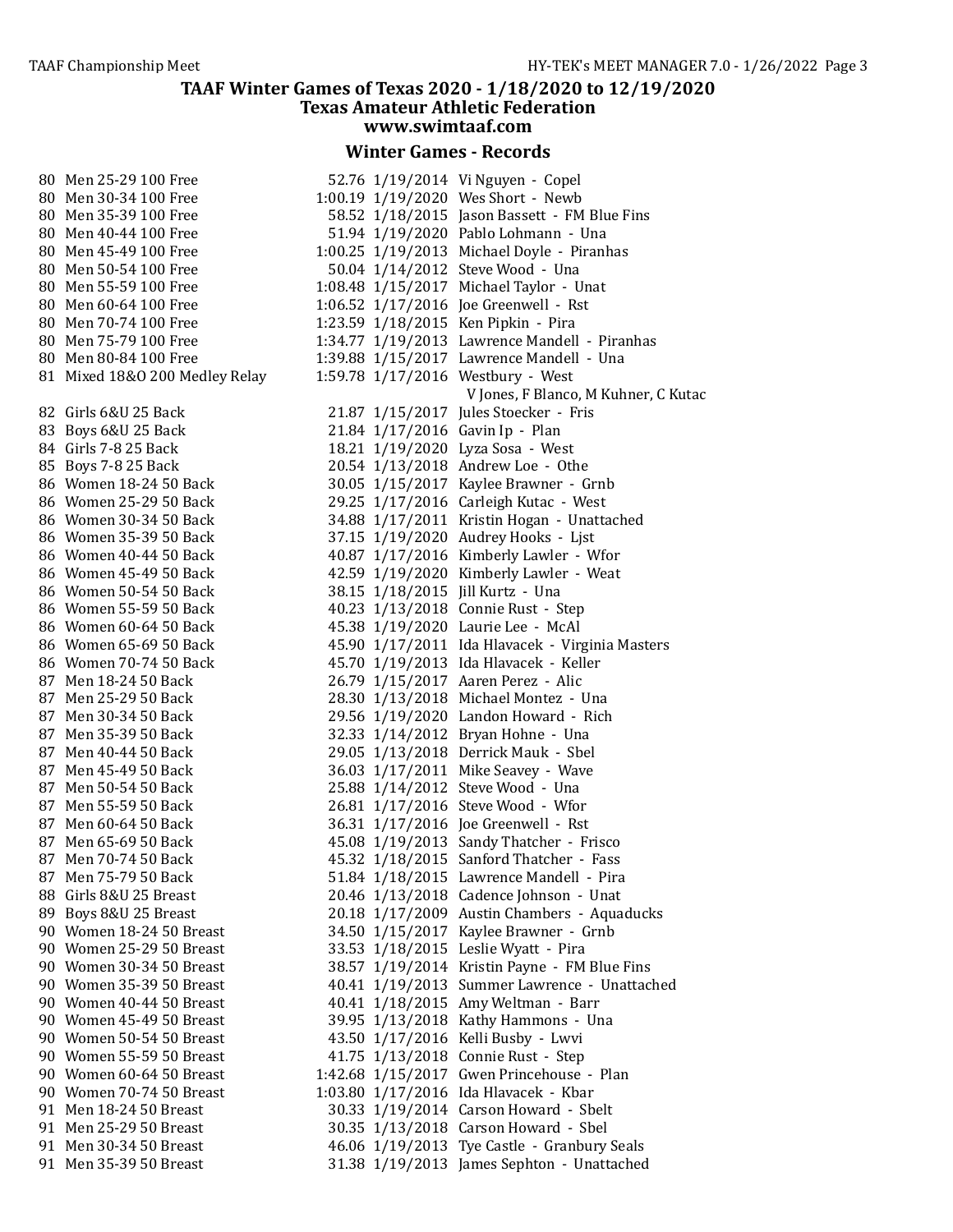# TAAF Winter Games of Texas 2020 - 1/18/2020 to 12/19/2020

## Texas Amateur Athletic Federation

### www.swimtaaf.com

### Winter Games - Records

| # | Event | Time | Date | Name - Team |
|---|---|---|---|---|
| 80 | Men 25-29 100 Free | 52.76 | 1/19/2014 | Vi Nguyen - Copel |
| 80 | Men 30-34 100 Free | 1:00.19 | 1/19/2020 | Wes Short - Newb |
| 80 | Men 35-39 100 Free | 58.52 | 1/18/2015 | Jason Bassett - FM Blue Fins |
| 80 | Men 40-44 100 Free | 51.94 | 1/19/2020 | Pablo Lohmann - Una |
| 80 | Men 45-49 100 Free | 1:00.25 | 1/19/2013 | Michael Doyle - Piranhas |
| 80 | Men 50-54 100 Free | 50.04 | 1/14/2012 | Steve Wood - Una |
| 80 | Men 55-59 100 Free | 1:08.48 | 1/15/2017 | Michael Taylor - Unat |
| 80 | Men 60-64 100 Free | 1:06.52 | 1/17/2016 | Joe Greenwell - Rst |
| 80 | Men 70-74 100 Free | 1:23.59 | 1/18/2015 | Ken Pipkin - Pira |
| 80 | Men 75-79 100 Free | 1:34.77 | 1/19/2013 | Lawrence Mandell - Piranhas |
| 80 | Men 80-84 100 Free | 1:39.88 | 1/15/2017 | Lawrence Mandell - Una |
| 81 | Mixed 18&O 200 Medley Relay | 1:59.78 | 1/17/2016 | Westbury - West<br>V Jones, F Blanco, M Kuhner, C Kutac |
| 82 | Girls 6&U 25 Back | 21.87 | 1/15/2017 | Jules Stoecker - Fris |
| 83 | Boys 6&U 25 Back | 21.84 | 1/17/2016 | Gavin Ip - Plan |
| 84 | Girls 7-8 25 Back | 18.21 | 1/19/2020 | Lyza Sosa - West |
| 85 | Boys 7-8 25 Back | 20.54 | 1/13/2018 | Andrew Loe - Othe |
| 86 | Women 18-24 50 Back | 30.05 | 1/15/2017 | Kaylee Brawner - Grnb |
| 86 | Women 25-29 50 Back | 29.25 | 1/17/2016 | Carleigh Kutac - West |
| 86 | Women 30-34 50 Back | 34.88 | 1/17/2011 | Kristin Hogan - Unattached |
| 86 | Women 35-39 50 Back | 37.15 | 1/19/2020 | Audrey Hooks - Ljst |
| 86 | Women 40-44 50 Back | 40.87 | 1/17/2016 | Kimberly Lawler - Wfor |
| 86 | Women 45-49 50 Back | 42.59 | 1/19/2020 | Kimberly Lawler - Weat |
| 86 | Women 50-54 50 Back | 38.15 | 1/18/2015 | Jill Kurtz - Una |
| 86 | Women 55-59 50 Back | 40.23 | 1/13/2018 | Connie Rust - Step |
| 86 | Women 60-64 50 Back | 45.38 | 1/19/2020 | Laurie Lee - McAl |
| 86 | Women 65-69 50 Back | 45.90 | 1/17/2011 | Ida Hlavacek - Virginia Masters |
| 86 | Women 70-74 50 Back | 45.70 | 1/19/2013 | Ida Hlavacek - Keller |
| 87 | Men 18-24 50 Back | 26.79 | 1/15/2017 | Aaren Perez - Alic |
| 87 | Men 25-29 50 Back | 28.30 | 1/13/2018 | Michael Montez - Una |
| 87 | Men 30-34 50 Back | 29.56 | 1/19/2020 | Landon Howard - Rich |
| 87 | Men 35-39 50 Back | 32.33 | 1/14/2012 | Bryan Hohne - Una |
| 87 | Men 40-44 50 Back | 29.05 | 1/13/2018 | Derrick Mauk - Sbel |
| 87 | Men 45-49 50 Back | 36.03 | 1/17/2011 | Mike Seavey - Wave |
| 87 | Men 50-54 50 Back | 25.88 | 1/14/2012 | Steve Wood - Una |
| 87 | Men 55-59 50 Back | 26.81 | 1/17/2016 | Steve Wood - Wfor |
| 87 | Men 60-64 50 Back | 36.31 | 1/17/2016 | Joe Greenwell - Rst |
| 87 | Men 65-69 50 Back | 45.08 | 1/19/2013 | Sandy Thatcher - Frisco |
| 87 | Men 70-74 50 Back | 45.32 | 1/18/2015 | Sanford Thatcher - Fass |
| 87 | Men 75-79 50 Back | 51.84 | 1/18/2015 | Lawrence Mandell - Pira |
| 88 | Girls 8&U 25 Breast | 20.46 | 1/13/2018 | Cadence Johnson - Unat |
| 89 | Boys 8&U 25 Breast | 20.18 | 1/17/2009 | Austin Chambers - Aquaducks |
| 90 | Women 18-24 50 Breast | 34.50 | 1/15/2017 | Kaylee Brawner - Grnb |
| 90 | Women 25-29 50 Breast | 33.53 | 1/18/2015 | Leslie Wyatt - Pira |
| 90 | Women 30-34 50 Breast | 38.57 | 1/19/2014 | Kristin Payne - FM Blue Fins |
| 90 | Women 35-39 50 Breast | 40.41 | 1/19/2013 | Summer Lawrence - Unattached |
| 90 | Women 40-44 50 Breast | 40.41 | 1/18/2015 | Amy Weltman - Barr |
| 90 | Women 45-49 50 Breast | 39.95 | 1/13/2018 | Kathy Hammons - Una |
| 90 | Women 50-54 50 Breast | 43.50 | 1/17/2016 | Kelli Busby - Lwvi |
| 90 | Women 55-59 50 Breast | 41.75 | 1/13/2018 | Connie Rust - Step |
| 90 | Women 60-64 50 Breast | 1:42.68 | 1/15/2017 | Gwen Princehouse - Plan |
| 90 | Women 70-74 50 Breast | 1:03.80 | 1/17/2016 | Ida Hlavacek - Kbar |
| 91 | Men 18-24 50 Breast | 30.33 | 1/19/2014 | Carson Howard - Sbelt |
| 91 | Men 25-29 50 Breast | 30.35 | 1/13/2018 | Carson Howard - Sbel |
| 91 | Men 30-34 50 Breast | 46.06 | 1/19/2013 | Tye Castle - Granbury Seals |
| 91 | Men 35-39 50 Breast | 31.38 | 1/19/2013 | James Sephton - Unattached |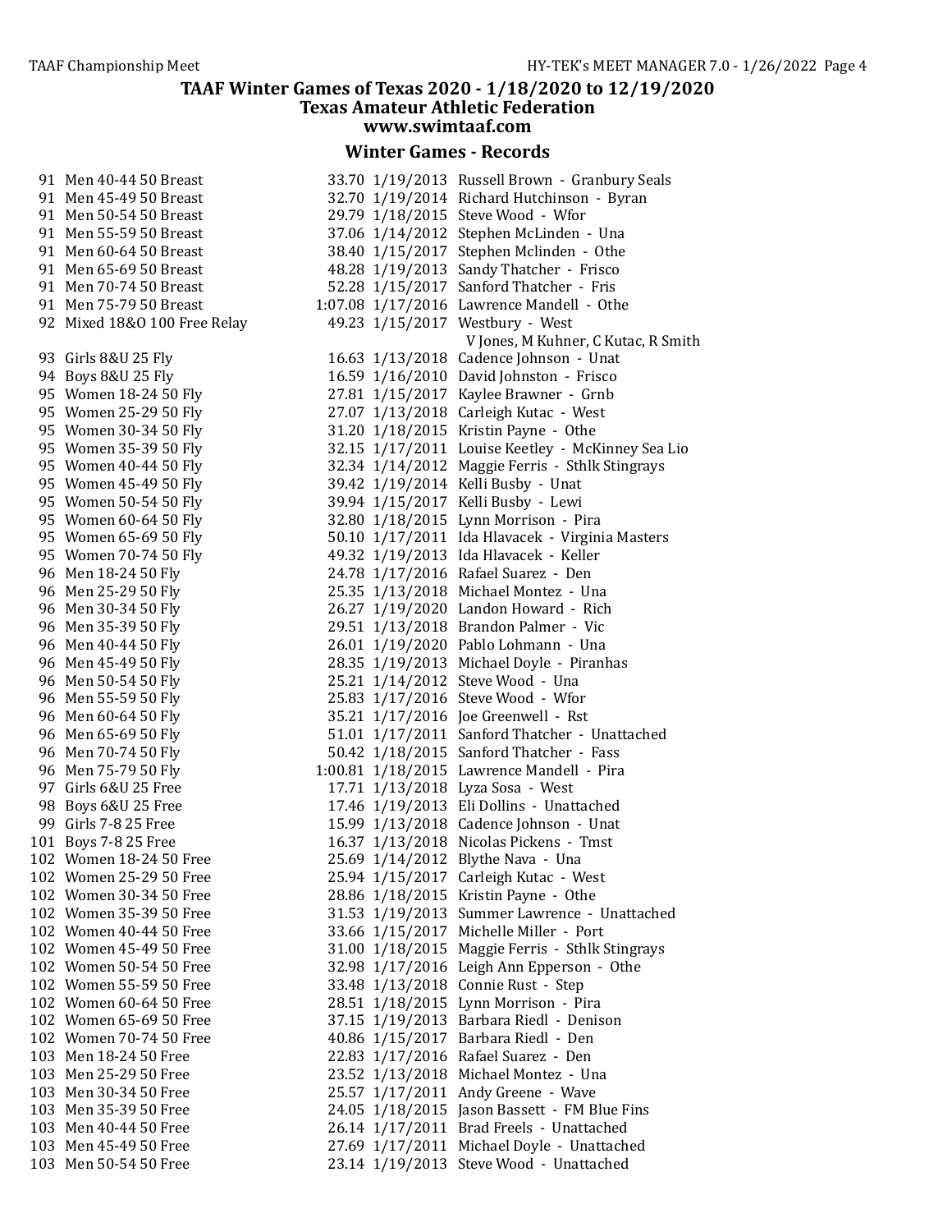## TAAF Winter Games of Texas 2020 - 1/18/2020 to 12/19/2020
### Texas Amateur Athletic Federation
### www.swimtaaf.com

### Winter Games - Records

| # | Event | Time | Date | Name - Team |
|---|---|---|---|---|
| 91 | Men 40-44 50 Breast | 33.70 | 1/19/2013 | Russell Brown - Granbury Seals |
| 91 | Men 45-49 50 Breast | 32.70 | 1/19/2014 | Richard Hutchinson - Byran |
| 91 | Men 50-54 50 Breast | 29.79 | 1/18/2015 | Steve Wood - Wfor |
| 91 | Men 55-59 50 Breast | 37.06 | 1/14/2012 | Stephen McLinden - Una |
| 91 | Men 60-64 50 Breast | 38.40 | 1/15/2017 | Stephen Mclinden - Othe |
| 91 | Men 65-69 50 Breast | 48.28 | 1/19/2013 | Sandy Thatcher - Frisco |
| 91 | Men 70-74 50 Breast | 52.28 | 1/15/2017 | Sanford Thatcher - Fris |
| 91 | Men 75-79 50 Breast | 1:07.08 | 1/17/2016 | Lawrence Mandell - Othe |
| 92 | Mixed 18&O 100 Free Relay | 49.23 | 1/15/2017 | Westbury - West<br>V Jones, M Kuhner, C Kutac, R Smith |
| 93 | Girls 8&U 25 Fly | 16.63 | 1/13/2018 | Cadence Johnson - Unat |
| 94 | Boys 8&U 25 Fly | 16.59 | 1/16/2010 | David Johnston - Frisco |
| 95 | Women 18-24 50 Fly | 27.81 | 1/15/2017 | Kaylee Brawner - Grnb |
| 95 | Women 25-29 50 Fly | 27.07 | 1/13/2018 | Carleigh Kutac - West |
| 95 | Women 30-34 50 Fly | 31.20 | 1/18/2015 | Kristin Payne - Othe |
| 95 | Women 35-39 50 Fly | 32.15 | 1/17/2011 | Louise Keetley - McKinney Sea Lio |
| 95 | Women 40-44 50 Fly | 32.34 | 1/14/2012 | Maggie Ferris - Sthlk Stingrays |
| 95 | Women 45-49 50 Fly | 39.42 | 1/19/2014 | Kelli Busby - Unat |
| 95 | Women 50-54 50 Fly | 39.94 | 1/15/2017 | Kelli Busby - Lewi |
| 95 | Women 60-64 50 Fly | 32.80 | 1/18/2015 | Lynn Morrison - Pira |
| 95 | Women 65-69 50 Fly | 50.10 | 1/17/2011 | Ida Hlavacek - Virginia Masters |
| 95 | Women 70-74 50 Fly | 49.32 | 1/19/2013 | Ida Hlavacek - Keller |
| 96 | Men 18-24 50 Fly | 24.78 | 1/17/2016 | Rafael Suarez - Den |
| 96 | Men 25-29 50 Fly | 25.35 | 1/13/2018 | Michael Montez - Una |
| 96 | Men 30-34 50 Fly | 26.27 | 1/19/2020 | Landon Howard - Rich |
| 96 | Men 35-39 50 Fly | 29.51 | 1/13/2018 | Brandon Palmer - Vic |
| 96 | Men 40-44 50 Fly | 26.01 | 1/19/2020 | Pablo Lohmann - Una |
| 96 | Men 45-49 50 Fly | 28.35 | 1/19/2013 | Michael Doyle - Piranhas |
| 96 | Men 50-54 50 Fly | 25.21 | 1/14/2012 | Steve Wood - Una |
| 96 | Men 55-59 50 Fly | 25.83 | 1/17/2016 | Steve Wood - Wfor |
| 96 | Men 60-64 50 Fly | 35.21 | 1/17/2016 | Joe Greenwell - Rst |
| 96 | Men 65-69 50 Fly | 51.01 | 1/17/2011 | Sanford Thatcher - Unattached |
| 96 | Men 70-74 50 Fly | 50.42 | 1/18/2015 | Sanford Thatcher - Fass |
| 96 | Men 75-79 50 Fly | 1:00.81 | 1/18/2015 | Lawrence Mandell - Pira |
| 97 | Girls 6&U 25 Free | 17.71 | 1/13/2018 | Lyza Sosa - West |
| 98 | Boys 6&U 25 Free | 17.46 | 1/19/2013 | Eli Dollins - Unattached |
| 99 | Girls 7-8 25 Free | 15.99 | 1/13/2018 | Cadence Johnson - Unat |
| 101 | Boys 7-8 25 Free | 16.37 | 1/13/2018 | Nicolas Pickens - Tmst |
| 102 | Women 18-24 50 Free | 25.69 | 1/14/2012 | Blythe Nava - Una |
| 102 | Women 25-29 50 Free | 25.94 | 1/15/2017 | Carleigh Kutac - West |
| 102 | Women 30-34 50 Free | 28.86 | 1/18/2015 | Kristin Payne - Othe |
| 102 | Women 35-39 50 Free | 31.53 | 1/19/2013 | Summer Lawrence - Unattached |
| 102 | Women 40-44 50 Free | 33.66 | 1/15/2017 | Michelle Miller - Port |
| 102 | Women 45-49 50 Free | 31.00 | 1/18/2015 | Maggie Ferris - Sthlk Stingrays |
| 102 | Women 50-54 50 Free | 32.98 | 1/17/2016 | Leigh Ann Epperson - Othe |
| 102 | Women 55-59 50 Free | 33.48 | 1/13/2018 | Connie Rust - Step |
| 102 | Women 60-64 50 Free | 28.51 | 1/18/2015 | Lynn Morrison - Pira |
| 102 | Women 65-69 50 Free | 37.15 | 1/19/2013 | Barbara Riedl - Denison |
| 102 | Women 70-74 50 Free | 40.86 | 1/15/2017 | Barbara Riedl - Den |
| 103 | Men 18-24 50 Free | 22.83 | 1/17/2016 | Rafael Suarez - Den |
| 103 | Men 25-29 50 Free | 23.52 | 1/13/2018 | Michael Montez - Una |
| 103 | Men 30-34 50 Free | 25.57 | 1/17/2011 | Andy Greene - Wave |
| 103 | Men 35-39 50 Free | 24.05 | 1/18/2015 | Jason Bassett - FM Blue Fins |
| 103 | Men 40-44 50 Free | 26.14 | 1/17/2011 | Brad Freels - Unattached |
| 103 | Men 45-49 50 Free | 27.69 | 1/17/2011 | Michael Doyle - Unattached |
| 103 | Men 50-54 50 Free | 23.14 | 1/19/2013 | Steve Wood - Unattached |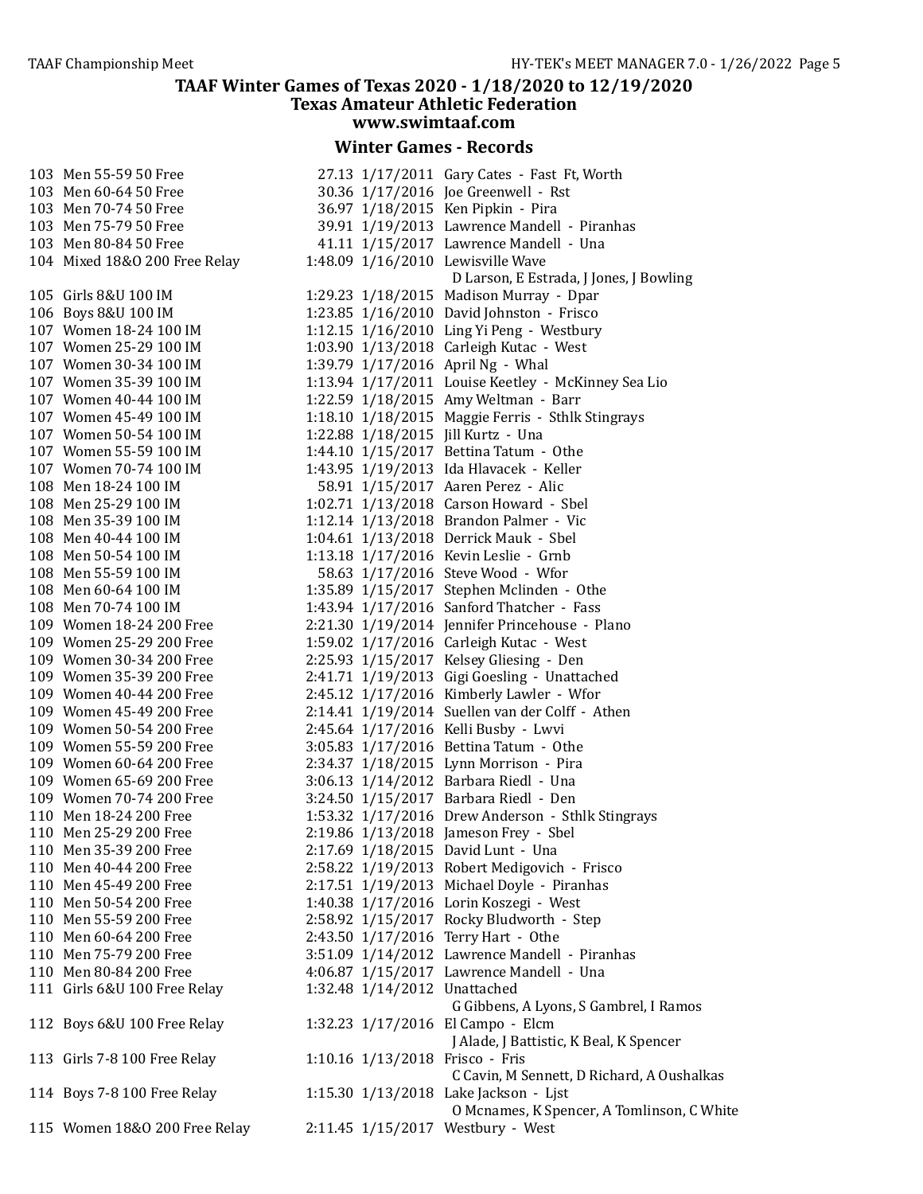## TAAF Winter Games of Texas 2020 - 1/18/2020 to 12/19/2020
### Texas Amateur Athletic Federation
### www.swimtaaf.com

### Winter Games - Records

| # | Event | Time | Date | Name - Team |
|---|---|---|---|---|
| 103 | Men 55-59 50 Free | 27.13 | 1/17/2011 | Gary Cates - Fast Ft, Worth |
| 103 | Men 60-64 50 Free | 30.36 | 1/17/2016 | Joe Greenwell - Rst |
| 103 | Men 70-74 50 Free | 36.97 | 1/18/2015 | Ken Pipkin - Pira |
| 103 | Men 75-79 50 Free | 39.91 | 1/19/2013 | Lawrence Mandell - Piranhas |
| 103 | Men 80-84 50 Free | 41.11 | 1/15/2017 | Lawrence Mandell - Una |
| 104 | Mixed 18&O 200 Free Relay | 1:48.09 | 1/16/2010 | Lewisville Wave<br>D Larson, E Estrada, J Jones, J Bowling |
| 105 | Girls 8&U 100 IM | 1:29.23 | 1/18/2015 | Madison Murray - Dpar |
| 106 | Boys 8&U 100 IM | 1:23.85 | 1/16/2010 | David Johnston - Frisco |
| 107 | Women 18-24 100 IM | 1:12.15 | 1/16/2010 | Ling Yi Peng - Westbury |
| 107 | Women 25-29 100 IM | 1:03.90 | 1/13/2018 | Carleigh Kutac - West |
| 107 | Women 30-34 100 IM | 1:39.79 | 1/17/2016 | April Ng - Whal |
| 107 | Women 35-39 100 IM | 1:13.94 | 1/17/2011 | Louise Keetley - McKinney Sea Lio |
| 107 | Women 40-44 100 IM | 1:22.59 | 1/18/2015 | Amy Weltman - Barr |
| 107 | Women 45-49 100 IM | 1:18.10 | 1/18/2015 | Maggie Ferris - Sthlk Stingrays |
| 107 | Women 50-54 100 IM | 1:22.88 | 1/18/2015 | Jill Kurtz - Una |
| 107 | Women 55-59 100 IM | 1:44.10 | 1/15/2017 | Bettina Tatum - Othe |
| 107 | Women 70-74 100 IM | 1:43.95 | 1/19/2013 | Ida Hlavacek - Keller |
| 108 | Men 18-24 100 IM | 58.91 | 1/15/2017 | Aaren Perez - Alic |
| 108 | Men 25-29 100 IM | 1:02.71 | 1/13/2018 | Carson Howard - Sbel |
| 108 | Men 35-39 100 IM | 1:12.14 | 1/13/2018 | Brandon Palmer - Vic |
| 108 | Men 40-44 100 IM | 1:04.61 | 1/13/2018 | Derrick Mauk - Sbel |
| 108 | Men 50-54 100 IM | 1:13.18 | 1/17/2016 | Kevin Leslie - Grnb |
| 108 | Men 55-59 100 IM | 58.63 | 1/17/2016 | Steve Wood - Wfor |
| 108 | Men 60-64 100 IM | 1:35.89 | 1/15/2017 | Stephen Mclinden - Othe |
| 108 | Men 70-74 100 IM | 1:43.94 | 1/17/2016 | Sanford Thatcher - Fass |
| 109 | Women 18-24 200 Free | 2:21.30 | 1/19/2014 | Jennifer Princehouse - Plano |
| 109 | Women 25-29 200 Free | 1:59.02 | 1/17/2016 | Carleigh Kutac - West |
| 109 | Women 30-34 200 Free | 2:25.93 | 1/15/2017 | Kelsey Gliesing - Den |
| 109 | Women 35-39 200 Free | 2:41.71 | 1/19/2013 | Gigi Goesling - Unattached |
| 109 | Women 40-44 200 Free | 2:45.12 | 1/17/2016 | Kimberly Lawler - Wfor |
| 109 | Women 45-49 200 Free | 2:14.41 | 1/19/2014 | Suellen van der Colff - Athen |
| 109 | Women 50-54 200 Free | 2:45.64 | 1/17/2016 | Kelli Busby - Lwvi |
| 109 | Women 55-59 200 Free | 3:05.83 | 1/17/2016 | Bettina Tatum - Othe |
| 109 | Women 60-64 200 Free | 2:34.37 | 1/18/2015 | Lynn Morrison - Pira |
| 109 | Women 65-69 200 Free | 3:06.13 | 1/14/2012 | Barbara Riedl - Una |
| 109 | Women 70-74 200 Free | 3:24.50 | 1/15/2017 | Barbara Riedl - Den |
| 110 | Men 18-24 200 Free | 1:53.32 | 1/17/2016 | Drew Anderson - Sthlk Stingrays |
| 110 | Men 25-29 200 Free | 2:19.86 | 1/13/2018 | Jameson Frey - Sbel |
| 110 | Men 35-39 200 Free | 2:17.69 | 1/18/2015 | David Lunt - Una |
| 110 | Men 40-44 200 Free | 2:58.22 | 1/19/2013 | Robert Medigovich - Frisco |
| 110 | Men 45-49 200 Free | 2:17.51 | 1/19/2013 | Michael Doyle - Piranhas |
| 110 | Men 50-54 200 Free | 1:40.38 | 1/17/2016 | Lorin Koszegi - West |
| 110 | Men 55-59 200 Free | 2:58.92 | 1/15/2017 | Rocky Bludworth - Step |
| 110 | Men 60-64 200 Free | 2:43.50 | 1/17/2016 | Terry Hart - Othe |
| 110 | Men 75-79 200 Free | 3:51.09 | 1/14/2012 | Lawrence Mandell - Piranhas |
| 110 | Men 80-84 200 Free | 4:06.87 | 1/15/2017 | Lawrence Mandell - Una |
| 111 | Girls 6&U 100 Free Relay | 1:32.48 | 1/14/2012 | Unattached<br>G Gibbens, A Lyons, S Gambrel, I Ramos |
| 112 | Boys 6&U 100 Free Relay | 1:32.23 | 1/17/2016 | El Campo - Elcm<br>J Alade, J Battistic, K Beal, K Spencer |
| 113 | Girls 7-8 100 Free Relay | 1:10.16 | 1/13/2018 | Frisco - Fris<br>C Cavin, M Sennett, D Richard, A Oushalkas |
| 114 | Boys 7-8 100 Free Relay | 1:15.30 | 1/13/2018 | Lake Jackson - Ljst<br>O Mcnames, K Spencer, A Tomlinson, C White |
| 115 | Women 18&O 200 Free Relay | 2:11.45 | 1/15/2017 | Westbury - West |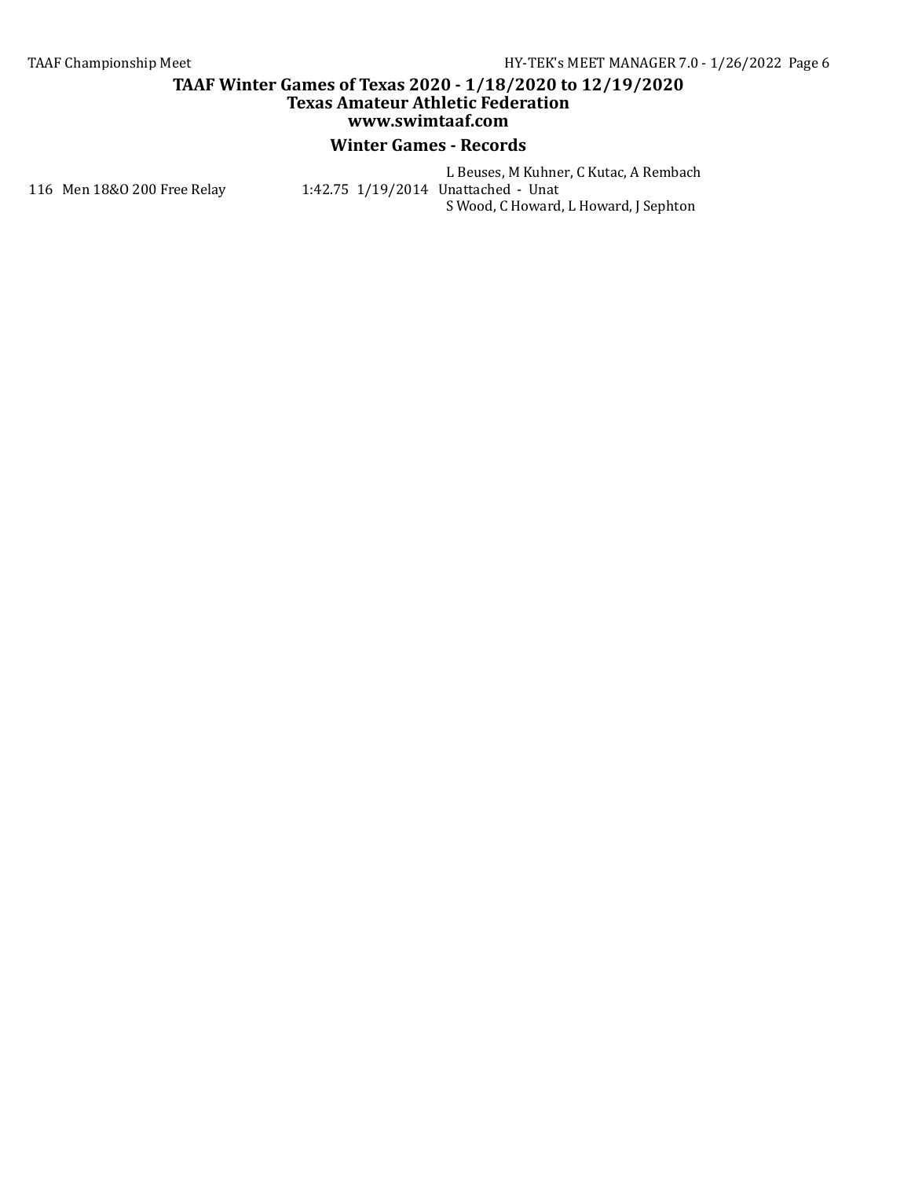# TAAF Winter Games of Texas 2020 - 1/18/2020 to 12/19/2020
## Texas Amateur Athletic Federation
## www.swimtaaf.com

### Winter Games - Records

| | | | |
|---|---|---|---|
| | | | L Beuses, M Kuhner, C Kutac, A Rembach |
| 116 Men 18&O 200 Free Relay | 1:42.75 | 1/19/2014 | Unattached - Unat |
| | | | S Wood, C Howard, L Howard, J Sephton |